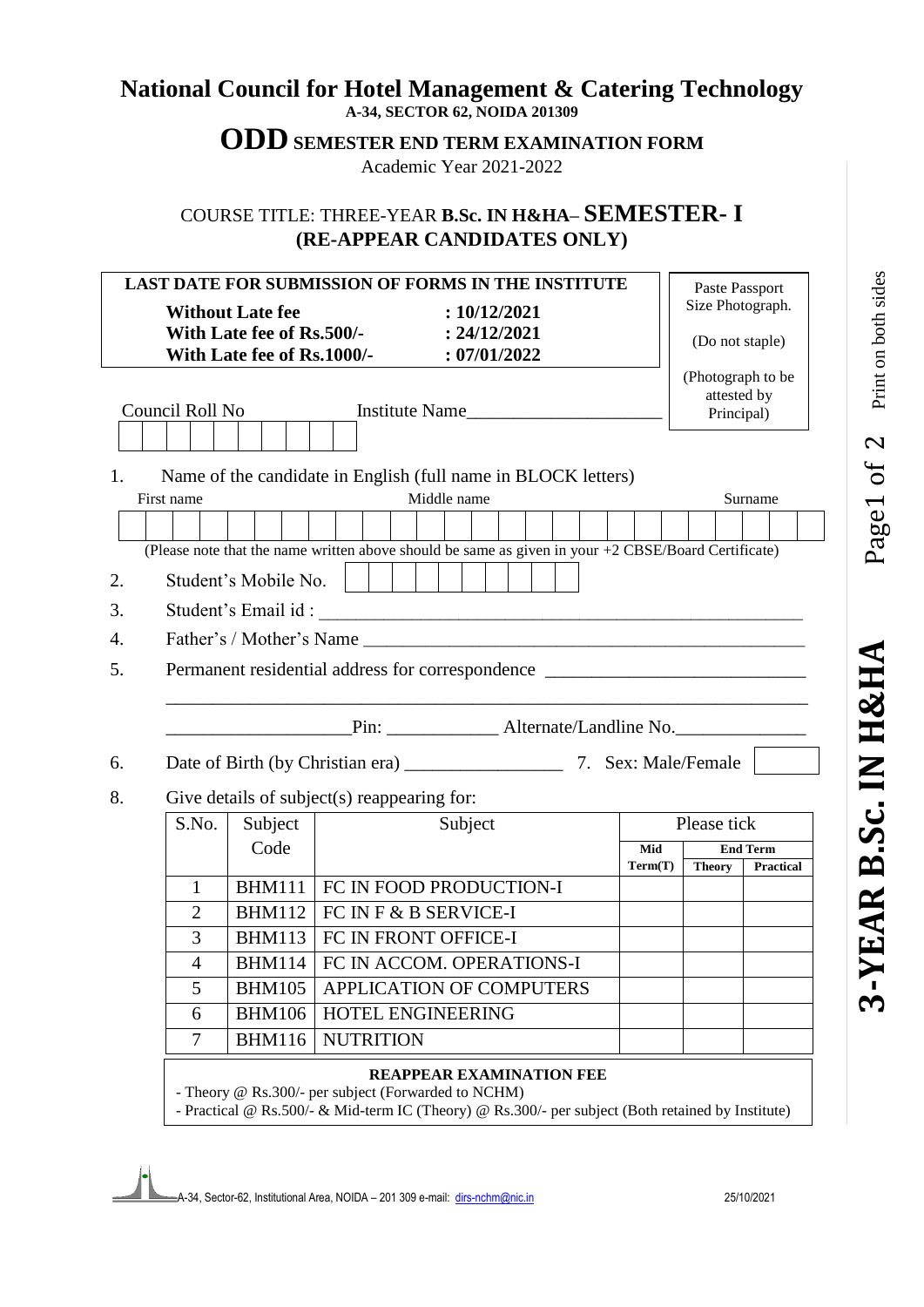# National Council for Hotel Management & Catering Technology

**A-34, SECTOR 62, NOIDA 201309**

## ODD SEMESTER END TERM EXAMINATION FORM

Academic Year 2021-2022

### COURSE TITLE: THREE-YEAR B.Sc. IN H&HA– SEMESTER- I
### (RE-APPEAR CANDIDATES ONLY)

| LAST DATE FOR SUBMISSION OF FORMS IN THE INSTITUTE | |
|---|---|
| **Without Late fee** | **: 10/12/2021** |
| **With Late fee of Rs.500/-** | **: 24/12/2021** |
| **With Late fee of Rs.1000/-** | **: 07/01/2022** |

Paste Passport Size Photograph.

(Do not staple)

(Photograph to be attested by Principal)

Council Roll No | | | | | | | | | | |

Institute Name_____________________

1. Name of the candidate in English (full name in BLOCK letters)

First name | Middle name | Surname

| | | | | | | | | | | | | | | | | | | | | | | | | | |

(Please note that the name written above should be same as given in your +2 CBSE/Board Certificate)

2. Student's Mobile No. | | | | | | | | | | |
3. Student's Email id : ________________________________________________
4. Father's / Mother's Name ____________________________________________
5. Permanent residential address for correspondence ___________________________

_________________________________________________________________

___________________Pin: ___________ Alternate/Landline No.______________

6. Date of Birth (by Christian era) ________________ 7. Sex: Male/Female
8. Give details of subject(s) reappearing for:

| S.No. | Subject Code | Subject | Please tick | | |
|---|---|---|---|---|---|
| | | | **Mid Term(T)** | **End Term** | |
| | | | | **Theory** | **Practical** |
| 1 | BHM111 | FC IN FOOD PRODUCTION-I | | | |
| 2 | BHM112 | FC IN F & B SERVICE-I | | | |
| 3 | BHM113 | FC IN FRONT OFFICE-I | | | |
| 4 | BHM114 | FC IN ACCOM. OPERATIONS-I | | | |
| 5 | BHM105 | APPLICATION OF COMPUTERS | | | |
| 6 | BHM106 | HOTEL ENGINEERING | | | |
| 7 | BHM116 | NUTRITION | | | |

**REAPPEAR EXAMINATION FEE**

- Theory @ Rs.300/- per subject (Forwarded to NCHM)
- Practical @ Rs.500/- & Mid-term IC (Theory) @ Rs.300/- per subject (Both retained by Institute)

A-34, Sector-62, Institutional Area, NOIDA – 201 309 e-mail: dirs-nchm@nic.in 25/10/2021

Print on both sides

3-YEAR B.Sc. IN H&HA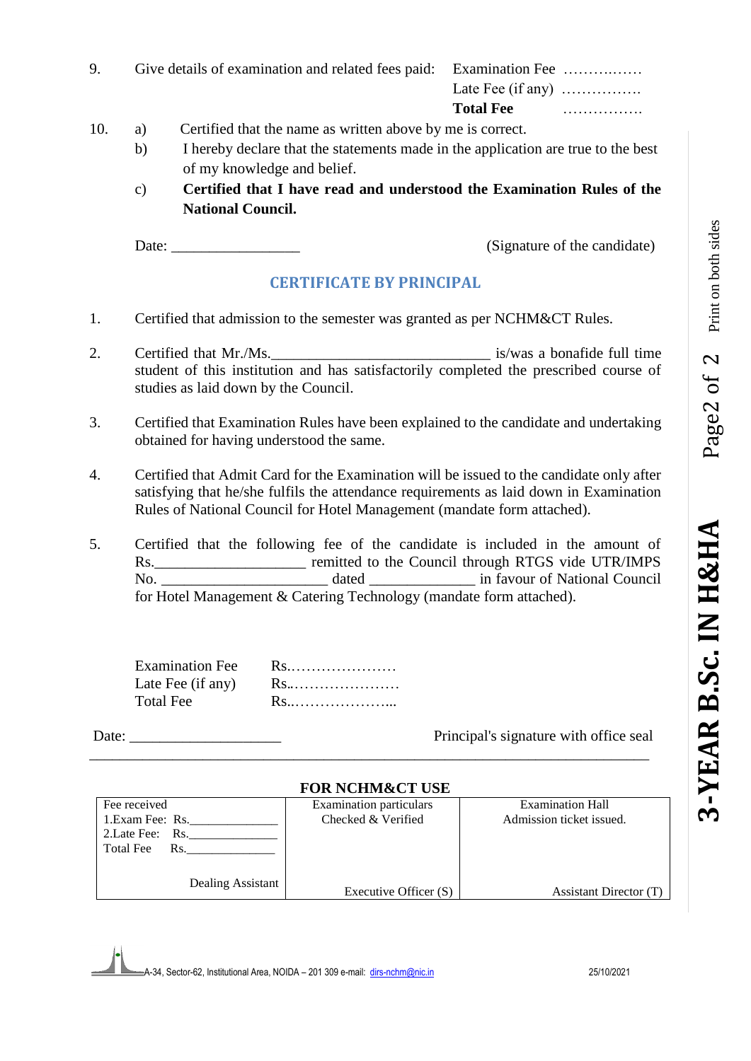9. Give details of examination and related fees paid: Examination Fee …………..…… 
   Late Fee (if any) ……………. 
   **Total Fee** …………….

10. a) Certified that the name as written above by me is correct.

    b) I hereby declare that the statements made in the application are true to the best of my knowledge and belief.

    c) **Certified that I have read and understood the Examination Rules of the National Council.**

Date: _________________ (Signature of the candidate)

## CERTIFICATE BY PRINCIPAL

1. Certified that admission to the semester was granted as per NCHM&CT Rules.

2. Certified that Mr./Ms.____________________________ is/was a bonafide full time student of this institution and has satisfactorily completed the prescribed course of studies as laid down by the Council.

3. Certified that Examination Rules have been explained to the candidate and undertaking obtained for having understood the same.

4. Certified that Admit Card for the Examination will be issued to the candidate only after satisfying that he/she fulfils the attendance requirements as laid down in Examination Rules of National Council for Hotel Management (mandate form attached).

5. Certified that the following fee of the candidate is included in the amount of Rs.___________________ remitted to the Council through RTGS vide UTR/IMPS No. ______________________ dated ______________ in favour of National Council for Hotel Management & Catering Technology (mandate form attached).

Examination Fee Rs.…………………
Late Fee (if any) Rs..…………………
Total Fee Rs..………………...

Date: ____________________ Principal's signature with office seal

**FOR NCHM&CT USE**

| | | |
|---|---|---|
| Fee received<br>1.Exam Fee: Rs.______________<br>2.Late Fee: Rs.______________<br>Total Fee Rs.______________<br><br>Dealing Assistant | Examination particulars Checked & Verified<br><br>Executive Officer (S) | Examination Hall Admission ticket issued.<br><br>Assistant Director (T) |

A-34, Sector-62, Institutional Area, NOIDA – 201 309 e-mail: dirs-nchm@nic.in 25/10/2021